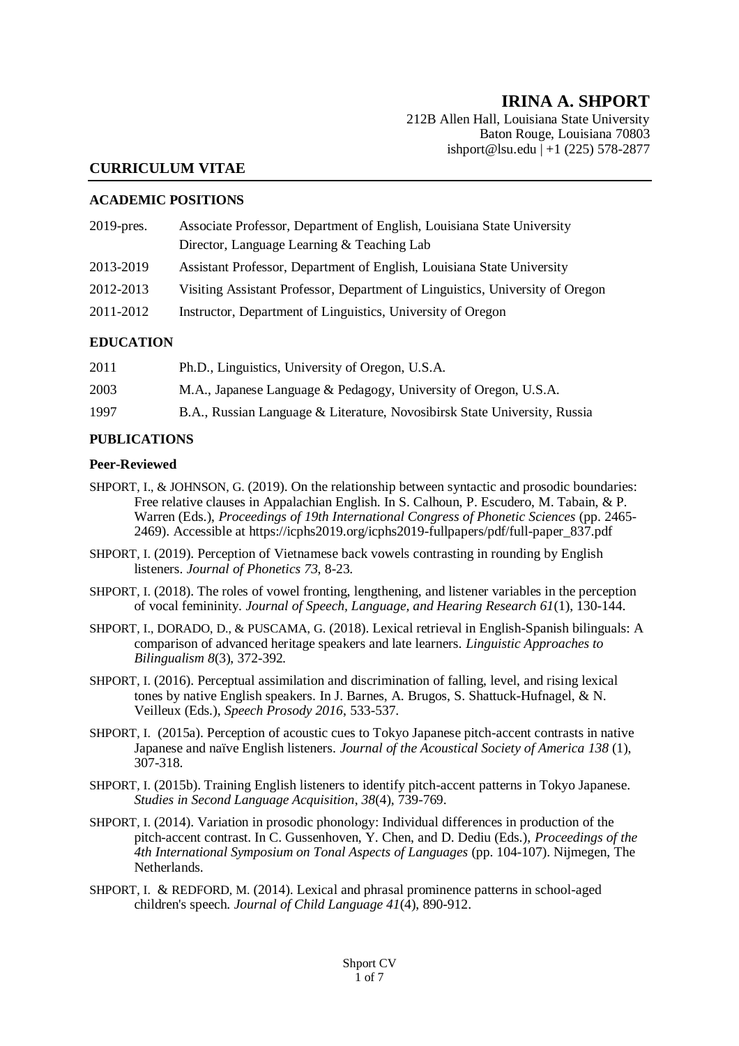# IRINA A. SHPORT

212B Allen Hall, Louisiana State University
Baton Rouge, Louisiana 70803
ishport@lsu.edu | +1 (225) 578-2877

## CURRICULUM VITAE

### ACADEMIC POSITIONS

| | |
|---|---|
| 2019-pres. | Associate Professor, Department of English, Louisiana State University<br>Director, Language Learning & Teaching Lab |
| 2013-2019 | Assistant Professor, Department of English, Louisiana State University |
| 2012-2013 | Visiting Assistant Professor, Department of Linguistics, University of Oregon |
| 2011-2012 | Instructor, Department of Linguistics, University of Oregon |

### EDUCATION

| | |
|---|---|
| 2011 | Ph.D., Linguistics, University of Oregon, U.S.A. |
| 2003 | M.A., Japanese Language & Pedagogy, University of Oregon, U.S.A. |
| 1997 | B.A., Russian Language & Literature, Novosibirsk State University, Russia |

### PUBLICATIONS

#### Peer-Reviewed

SHPORT, I., & JOHNSON, G. (2019). On the relationship between syntactic and prosodic boundaries: Free relative clauses in Appalachian English. In S. Calhoun, P. Escudero, M. Tabain, & P. Warren (Eds.), *Proceedings of 19th International Congress of Phonetic Sciences* (pp. 2465-2469). Accessible at https://icphs2019.org/icphs2019-fullpapers/pdf/full-paper_837.pdf

SHPORT, I. (2019). Perception of Vietnamese back vowels contrasting in rounding by English listeners. *Journal of Phonetics 73*, 8-23.

SHPORT, I. (2018). The roles of vowel fronting, lengthening, and listener variables in the perception of vocal femininity. *Journal of Speech, Language, and Hearing Research 61*(1), 130-144.

SHPORT, I., DORADO, D., & PUSCAMA, G. (2018). Lexical retrieval in English-Spanish bilinguals: A comparison of advanced heritage speakers and late learners. *Linguistic Approaches to Bilingualism 8*(3), 372-392.

SHPORT, I. (2016). Perceptual assimilation and discrimination of falling, level, and rising lexical tones by native English speakers. In J. Barnes, A. Brugos, S. Shattuck-Hufnagel, & N. Veilleux (Eds.), *Speech Prosody 2016*, 533-537.

SHPORT, I. (2015a). Perception of acoustic cues to Tokyo Japanese pitch-accent contrasts in native Japanese and naïve English listeners. *Journal of the Acoustical Society of America 138* (1), 307-318.

SHPORT, I. (2015b). Training English listeners to identify pitch-accent patterns in Tokyo Japanese. *Studies in Second Language Acquisition*, *38*(4), 739-769.

SHPORT, I. (2014). Variation in prosodic phonology: Individual differences in production of the pitch-accent contrast. In C. Gussenhoven, Y. Chen, and D. Dediu (Eds.), *Proceedings of the 4th International Symposium on Tonal Aspects of Languages* (pp. 104-107). Nijmegen, The Netherlands.

SHPORT, I. & REDFORD, M. (2014). Lexical and phrasal prominence patterns in school-aged children's speech. *Journal of Child Language 41*(4), 890-912.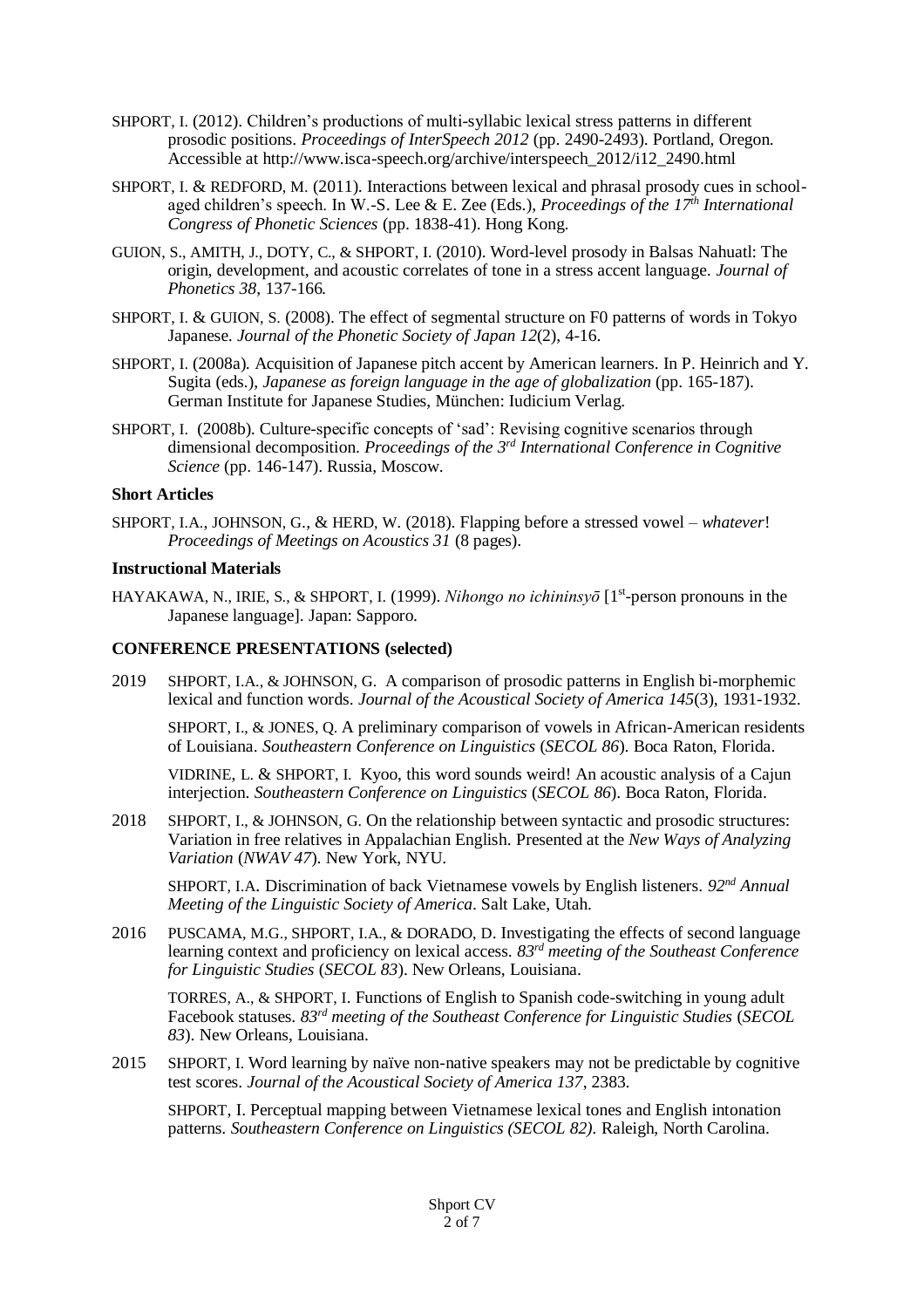SHPORT, I. (2012). Children's productions of multi-syllabic lexical stress patterns in different prosodic positions. *Proceedings of InterSpeech 2012* (pp. 2490-2493). Portland, Oregon. Accessible at http://www.isca-speech.org/archive/interspeech_2012/i12_2490.html

SHPORT, I. & REDFORD, M. (2011). Interactions between lexical and phrasal prosody cues in school-aged children's speech. In W.-S. Lee & E. Zee (Eds.), *Proceedings of the 17th International Congress of Phonetic Sciences* (pp. 1838-41). Hong Kong.

GUION, S., AMITH, J., DOTY, C., & SHPORT, I. (2010). Word-level prosody in Balsas Nahuatl: The origin, development, and acoustic correlates of tone in a stress accent language. *Journal of Phonetics 38*, 137-166.

SHPORT, I. & GUION, S. (2008). The effect of segmental structure on F0 patterns of words in Tokyo Japanese. *Journal of the Phonetic Society of Japan 12*(2), 4-16.

SHPORT, I. (2008a). Acquisition of Japanese pitch accent by American learners. In P. Heinrich and Y. Sugita (eds.), *Japanese as foreign language in the age of globalization* (pp. 165-187). German Institute for Japanese Studies, München: Iudicium Verlag.

SHPORT, I. (2008b). Culture-specific concepts of 'sad': Revising cognitive scenarios through dimensional decomposition. *Proceedings of the 3rd International Conference in Cognitive Science* (pp. 146-147). Russia, Moscow.

### Short Articles

SHPORT, I.A., JOHNSON, G., & HERD, W. (2018). Flapping before a stressed vowel – *whatever*! *Proceedings of Meetings on Acoustics 31* (8 pages).

### Instructional Materials

HAYAKAWA, N., IRIE, S., & SHPORT, I. (1999). *Nihongo no ichininsyō* [1st-person pronouns in the Japanese language]. Japan: Sapporo.

## CONFERENCE PRESENTATIONS (selected)

2019 SHPORT, I.A., & JOHNSON, G. A comparison of prosodic patterns in English bi-morphemic lexical and function words. *Journal of the Acoustical Society of America 145*(3), 1931-1932.

SHPORT, I., & JONES, Q. A preliminary comparison of vowels in African-American residents of Louisiana. *Southeastern Conference on Linguistics* (*SECOL 86*). Boca Raton, Florida.

VIDRINE, L. & SHPORT, I. Kyoo, this word sounds weird! An acoustic analysis of a Cajun interjection. *Southeastern Conference on Linguistics* (*SECOL 86*). Boca Raton, Florida.

2018 SHPORT, I., & JOHNSON, G. On the relationship between syntactic and prosodic structures: Variation in free relatives in Appalachian English. Presented at the *New Ways of Analyzing Variation* (*NWAV 47*). New York, NYU.

SHPORT, I.A. Discrimination of back Vietnamese vowels by English listeners. *92nd Annual Meeting of the Linguistic Society of America*. Salt Lake, Utah.

2016 PUSCAMA, M.G., SHPORT, I.A., & DORADO, D. Investigating the effects of second language learning context and proficiency on lexical access. *83rd meeting of the Southeast Conference for Linguistic Studies* (*SECOL 83*). New Orleans, Louisiana.

TORRES, A., & SHPORT, I. Functions of English to Spanish code-switching in young adult Facebook statuses. *83rd meeting of the Southeast Conference for Linguistic Studies* (*SECOL 83*). New Orleans, Louisiana.

2015 SHPORT, I. Word learning by naïve non-native speakers may not be predictable by cognitive test scores. *Journal of the Acoustical Society of America 137*, 2383.

SHPORT, I. Perceptual mapping between Vietnamese lexical tones and English intonation patterns. *Southeastern Conference on Linguistics (SECOL 82)*. Raleigh, North Carolina.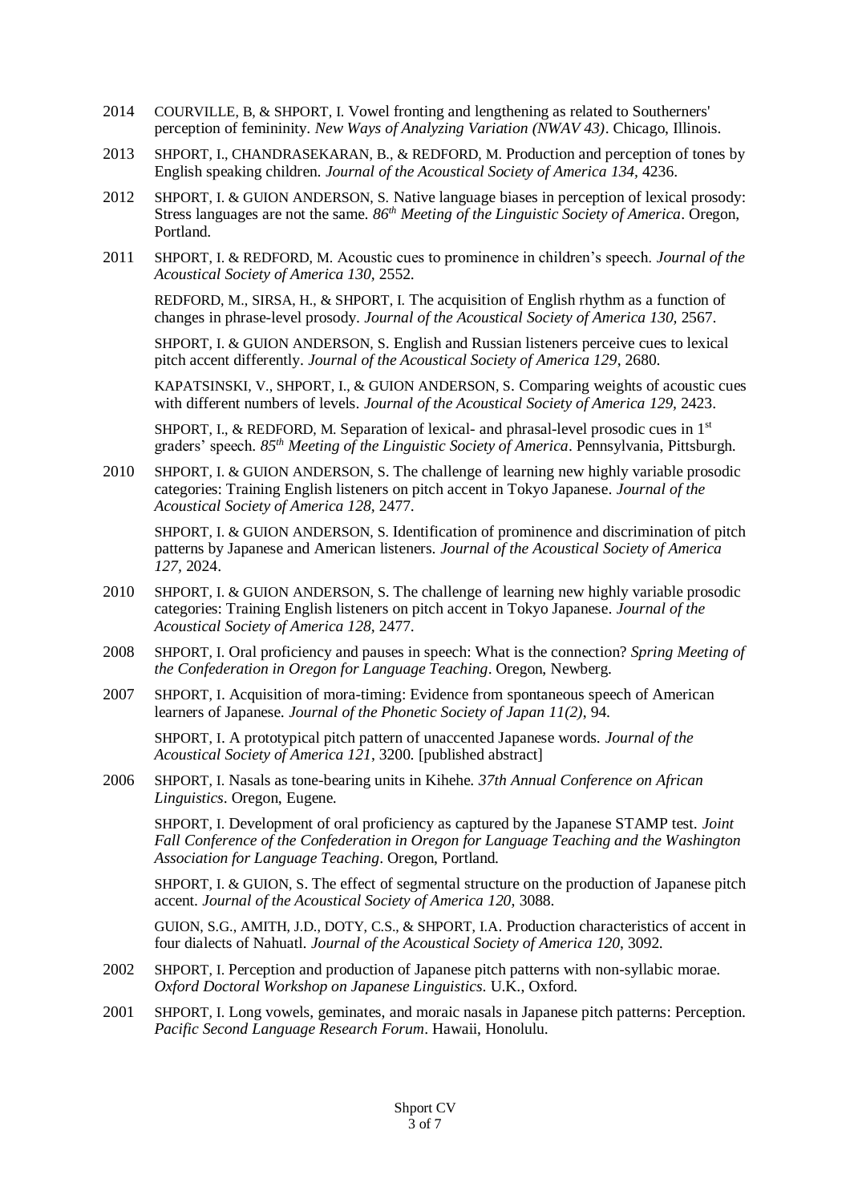2014 COURVILLE, B, & SHPORT, I. Vowel fronting and lengthening as related to Southerners' perception of femininity. *New Ways of Analyzing Variation (NWAV 43)*. Chicago, Illinois.

2013 SHPORT, I., CHANDRASEKARAN, B., & REDFORD, M. Production and perception of tones by English speaking children. *Journal of the Acoustical Society of America 134*, 4236.

2012 SHPORT, I. & GUION ANDERSON, S. Native language biases in perception of lexical prosody: Stress languages are not the same. *86th Meeting of the Linguistic Society of America*. Oregon, Portland.

2011 SHPORT, I. & REDFORD, M. Acoustic cues to prominence in children's speech. *Journal of the Acoustical Society of America 130*, 2552.

REDFORD, M., SIRSA, H., & SHPORT, I. The acquisition of English rhythm as a function of changes in phrase-level prosody. *Journal of the Acoustical Society of America 130*, 2567.

SHPORT, I. & GUION ANDERSON, S. English and Russian listeners perceive cues to lexical pitch accent differently. *Journal of the Acoustical Society of America 129*, 2680.

KAPATSINSKI, V., SHPORT, I., & GUION ANDERSON, S. Comparing weights of acoustic cues with different numbers of levels. *Journal of the Acoustical Society of America 129*, 2423.

SHPORT, I., & REDFORD, M. Separation of lexical- and phrasal-level prosodic cues in 1st graders' speech. *85th Meeting of the Linguistic Society of America*. Pennsylvania, Pittsburgh.

2010 SHPORT, I. & GUION ANDERSON, S. The challenge of learning new highly variable prosodic categories: Training English listeners on pitch accent in Tokyo Japanese. *Journal of the Acoustical Society of America 128*, 2477.

SHPORT, I. & GUION ANDERSON, S. Identification of prominence and discrimination of pitch patterns by Japanese and American listeners. *Journal of the Acoustical Society of America 127*, 2024.

2010 SHPORT, I. & GUION ANDERSON, S. The challenge of learning new highly variable prosodic categories: Training English listeners on pitch accent in Tokyo Japanese. *Journal of the Acoustical Society of America 128*, 2477.

2008 SHPORT, I. Oral proficiency and pauses in speech: What is the connection? *Spring Meeting of the Confederation in Oregon for Language Teaching*. Oregon, Newberg.

2007 SHPORT, I. Acquisition of mora-timing: Evidence from spontaneous speech of American learners of Japanese. *Journal of the Phonetic Society of Japan 11(2)*, 94.

SHPORT, I. A prototypical pitch pattern of unaccented Japanese words. *Journal of the Acoustical Society of America 121*, 3200. [published abstract]

2006 SHPORT, I. Nasals as tone-bearing units in Kihehe. *37th Annual Conference on African Linguistics*. Oregon, Eugene.

SHPORT, I. Development of oral proficiency as captured by the Japanese STAMP test. *Joint Fall Conference of the Confederation in Oregon for Language Teaching and the Washington Association for Language Teaching*. Oregon, Portland.

SHPORT, I. & GUION, S. The effect of segmental structure on the production of Japanese pitch accent. *Journal of the Acoustical Society of America 120*, 3088.

GUION, S.G., AMITH, J.D., DOTY, C.S., & SHPORT, I.A. Production characteristics of accent in four dialects of Nahuatl. *Journal of the Acoustical Society of America 120*, 3092.

2002 SHPORT, I. Perception and production of Japanese pitch patterns with non-syllabic morae. *Oxford Doctoral Workshop on Japanese Linguistics*. U.K., Oxford.

2001 SHPORT, I. Long vowels, geminates, and moraic nasals in Japanese pitch patterns: Perception. *Pacific Second Language Research Forum*. Hawaii, Honolulu.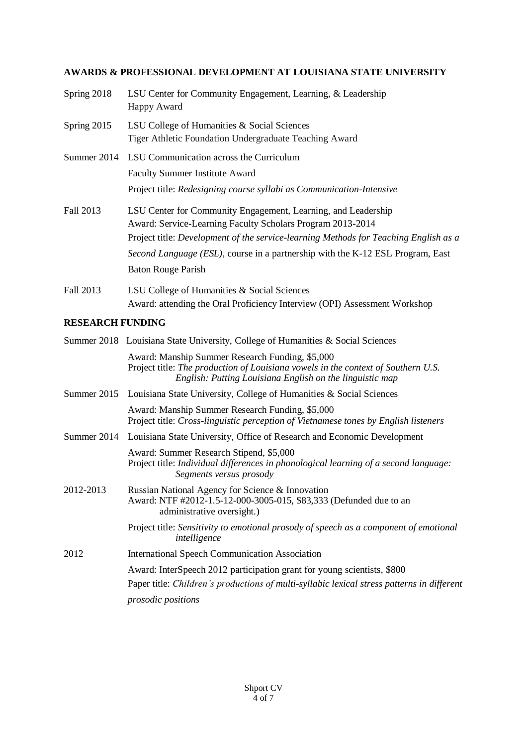## AWARDS & PROFESSIONAL DEVELOPMENT AT LOUISIANA STATE UNIVERSITY

Spring 2018 LSU Center for Community Engagement, Learning, & Leadership
Happy Award

Spring 2015 LSU College of Humanities & Social Sciences
Tiger Athletic Foundation Undergraduate Teaching Award

Summer 2014 LSU Communication across the Curriculum
Faculty Summer Institute Award
Project title: *Redesigning course syllabi as Communication-Intensive*

Fall 2013 LSU Center for Community Engagement, Learning, and Leadership
Award: Service-Learning Faculty Scholars Program 2013-2014
Project title: *Development of the service-learning Methods for Teaching English as a Second Language (ESL),* course in a partnership with the K-12 ESL Program, East Baton Rouge Parish

Fall 2013 LSU College of Humanities & Social Sciences
Award: attending the Oral Proficiency Interview (OPI) Assessment Workshop

## RESEARCH FUNDING

Summer 2018 Louisiana State University, College of Humanities & Social Sciences
Award: Manship Summer Research Funding, $5,000
Project title: *The production of Louisiana vowels in the context of Southern U.S. English: Putting Louisiana English on the linguistic map*

Summer 2015 Louisiana State University, College of Humanities & Social Sciences
Award: Manship Summer Research Funding, $5,000
Project title: *Cross-linguistic perception of Vietnamese tones by English listeners*

Summer 2014 Louisiana State University, Office of Research and Economic Development
Award: Summer Research Stipend, $5,000
Project title: *Individual differences in phonological learning of a second language: Segments versus prosody*

2012-2013 Russian National Agency for Science & Innovation
Award: NTF #2012-1.5-12-000-3005-015, $83,333 (Defunded due to an administrative oversight.)
Project title: *Sensitivity to emotional prosody of speech as a component of emotional intelligence*

2012 International Speech Communication Association
Award: InterSpeech 2012 participation grant for young scientists, $800
Paper title: *Children's productions of multi-syllabic lexical stress patterns in different prosodic positions*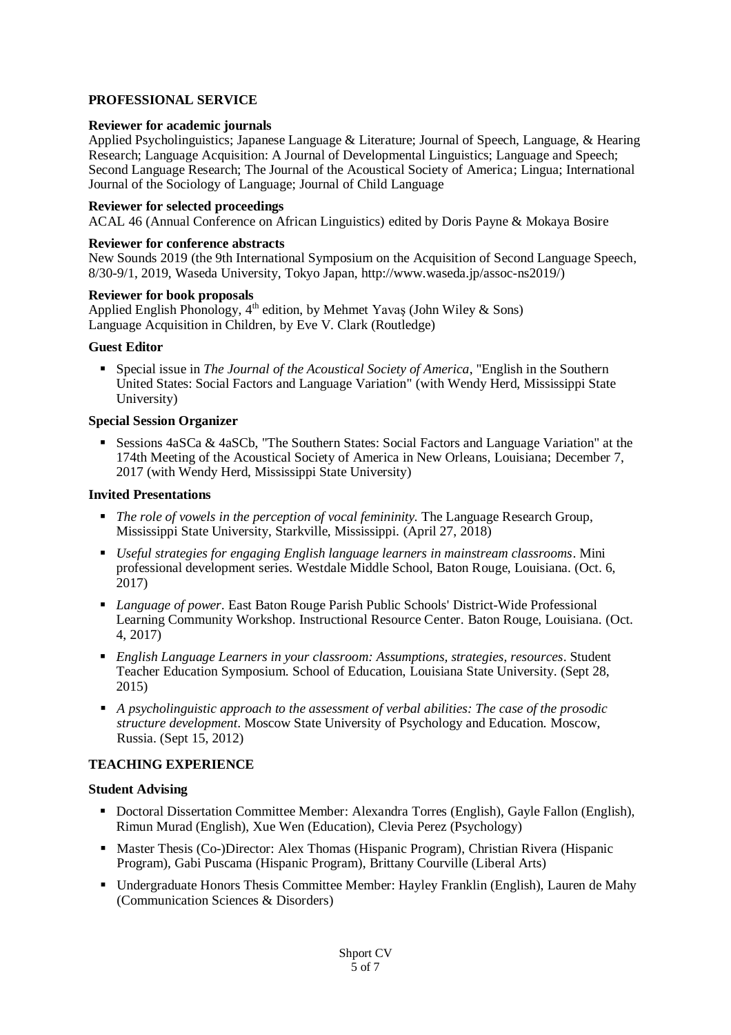## PROFESSIONAL SERVICE

**Reviewer for academic journals**

Applied Psycholinguistics; Japanese Language & Literature; Journal of Speech, Language, & Hearing Research; Language Acquisition: A Journal of Developmental Linguistics; Language and Speech; Second Language Research; The Journal of the Acoustical Society of America; Lingua; International Journal of the Sociology of Language; Journal of Child Language

**Reviewer for selected proceedings**

ACAL 46 (Annual Conference on African Linguistics) edited by Doris Payne & Mokaya Bosire

**Reviewer for conference abstracts**

New Sounds 2019 (the 9th International Symposium on the Acquisition of Second Language Speech, 8/30-9/1, 2019, Waseda University, Tokyo Japan, http://www.waseda.jp/assoc-ns2019/)

**Reviewer for book proposals**

Applied English Phonology, 4th edition, by Mehmet Yavaş (John Wiley & Sons)
Language Acquisition in Children, by Eve V. Clark (Routledge)

**Guest Editor**

- Special issue in *The Journal of the Acoustical Society of America*, "English in the Southern United States: Social Factors and Language Variation" (with Wendy Herd, Mississippi State University)

**Special Session Organizer**

- Sessions 4aSCa & 4aSCb, "The Southern States: Social Factors and Language Variation" at the 174th Meeting of the Acoustical Society of America in New Orleans, Louisiana; December 7, 2017 (with Wendy Herd, Mississippi State University)

**Invited Presentations**

- *The role of vowels in the perception of vocal femininity.* The Language Research Group, Mississippi State University, Starkville, Mississippi. (April 27, 2018)
- *Useful strategies for engaging English language learners in mainstream classrooms*. Mini professional development series. Westdale Middle School, Baton Rouge, Louisiana. (Oct. 6, 2017)
- *Language of power*. East Baton Rouge Parish Public Schools' District-Wide Professional Learning Community Workshop. Instructional Resource Center. Baton Rouge, Louisiana. (Oct. 4, 2017)
- *English Language Learners in your classroom: Assumptions, strategies, resources*. Student Teacher Education Symposium. School of Education, Louisiana State University. (Sept 28, 2015)
- *A psycholinguistic approach to the assessment of verbal abilities: The case of the prosodic structure development*. Moscow State University of Psychology and Education. Moscow, Russia. (Sept 15, 2012)

## TEACHING EXPERIENCE

**Student Advising**

- Doctoral Dissertation Committee Member: Alexandra Torres (English), Gayle Fallon (English), Rimun Murad (English), Xue Wen (Education), Clevia Perez (Psychology)
- Master Thesis (Co-)Director: Alex Thomas (Hispanic Program), Christian Rivera (Hispanic Program), Gabi Puscama (Hispanic Program), Brittany Courville (Liberal Arts)
- Undergraduate Honors Thesis Committee Member: Hayley Franklin (English), Lauren de Mahy (Communication Sciences & Disorders)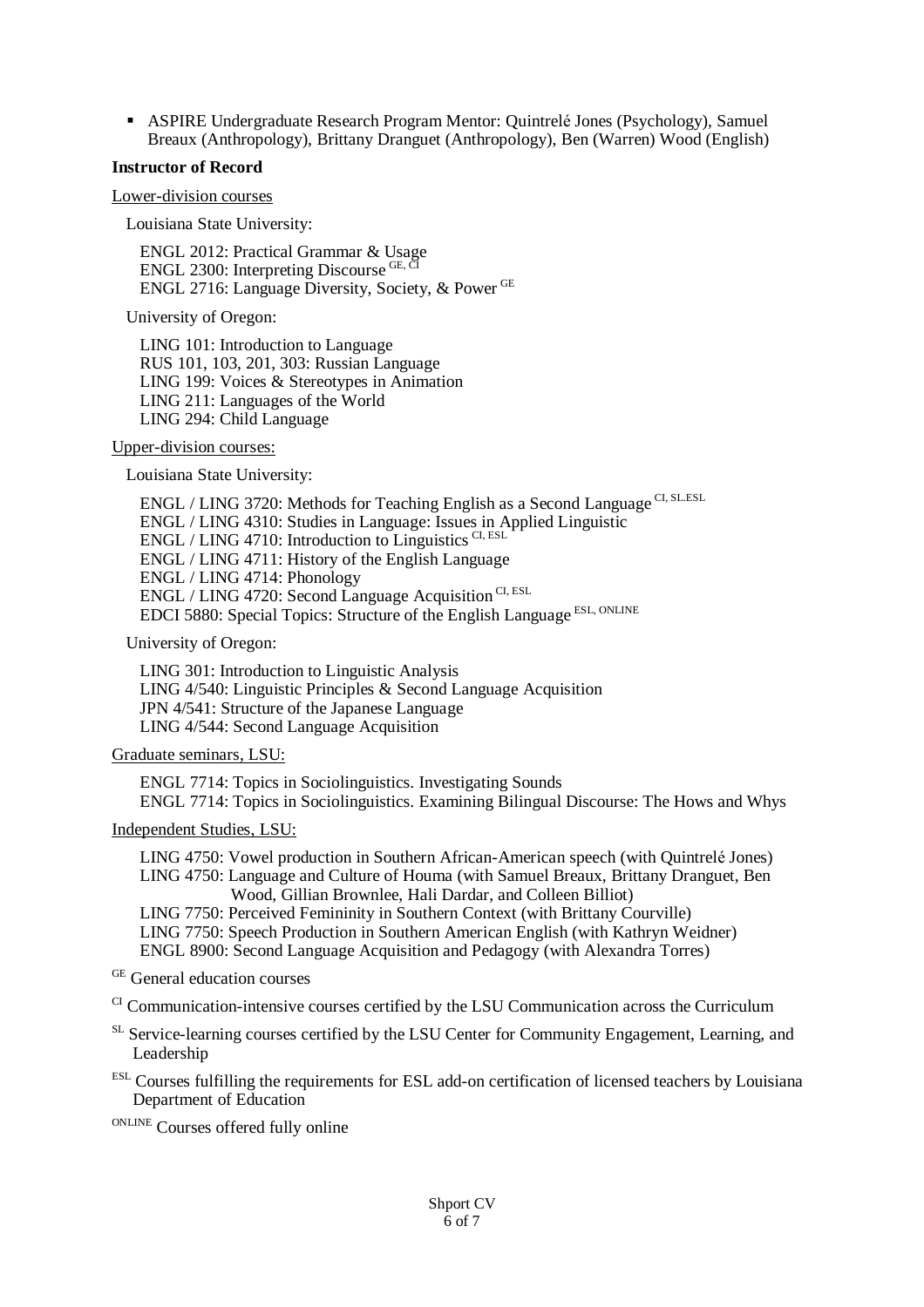- ASPIRE Undergraduate Research Program Mentor: Quintrelé Jones (Psychology), Samuel Breaux (Anthropology), Brittany Dranguet (Anthropology), Ben (Warren) Wood (English)

**Instructor of Record**

Lower-division courses

Louisiana State University:

ENGL 2012: Practical Grammar & Usage
ENGL 2300: Interpreting Discourse [GE, CI]
ENGL 2716: Language Diversity, Society, & Power [GE]

University of Oregon:

LING 101: Introduction to Language
RUS 101, 103, 201, 303: Russian Language
LING 199: Voices & Stereotypes in Animation
LING 211: Languages of the World
LING 294: Child Language

Upper-division courses:

Louisiana State University:

ENGL / LING 3720: Methods for Teaching English as a Second Language [CI, SL.ESL]
ENGL / LING 4310: Studies in Language: Issues in Applied Linguistic
ENGL / LING 4710: Introduction to Linguistics [CI, ESL]
ENGL / LING 4711: History of the English Language
ENGL / LING 4714: Phonology
ENGL / LING 4720: Second Language Acquisition [CI, ESL]
EDCI 5880: Special Topics: Structure of the English Language [ESL, ONLINE]

University of Oregon:

LING 301: Introduction to Linguistic Analysis
LING 4/540: Linguistic Principles & Second Language Acquisition
JPN 4/541: Structure of the Japanese Language
LING 4/544: Second Language Acquisition

Graduate seminars, LSU:

ENGL 7714: Topics in Sociolinguistics. Investigating Sounds
ENGL 7714: Topics in Sociolinguistics. Examining Bilingual Discourse: The Hows and Whys

Independent Studies, LSU:

LING 4750: Vowel production in Southern African-American speech (with Quintrelé Jones)
LING 4750: Language and Culture of Houma (with Samuel Breaux, Brittany Dranguet, Ben Wood, Gillian Brownlee, Hali Dardar, and Colleen Billiot)
LING 7750: Perceived Femininity in Southern Context (with Brittany Courville)
LING 7750: Speech Production in Southern American English (with Kathryn Weidner)
ENGL 8900: Second Language Acquisition and Pedagogy (with Alexandra Torres)

[GE] General education courses

[CI] Communication-intensive courses certified by the LSU Communication across the Curriculum

[SL] Service-learning courses certified by the LSU Center for Community Engagement, Learning, and Leadership

[ESL] Courses fulfilling the requirements for ESL add-on certification of licensed teachers by Louisiana Department of Education

[ONLINE] Courses offered fully online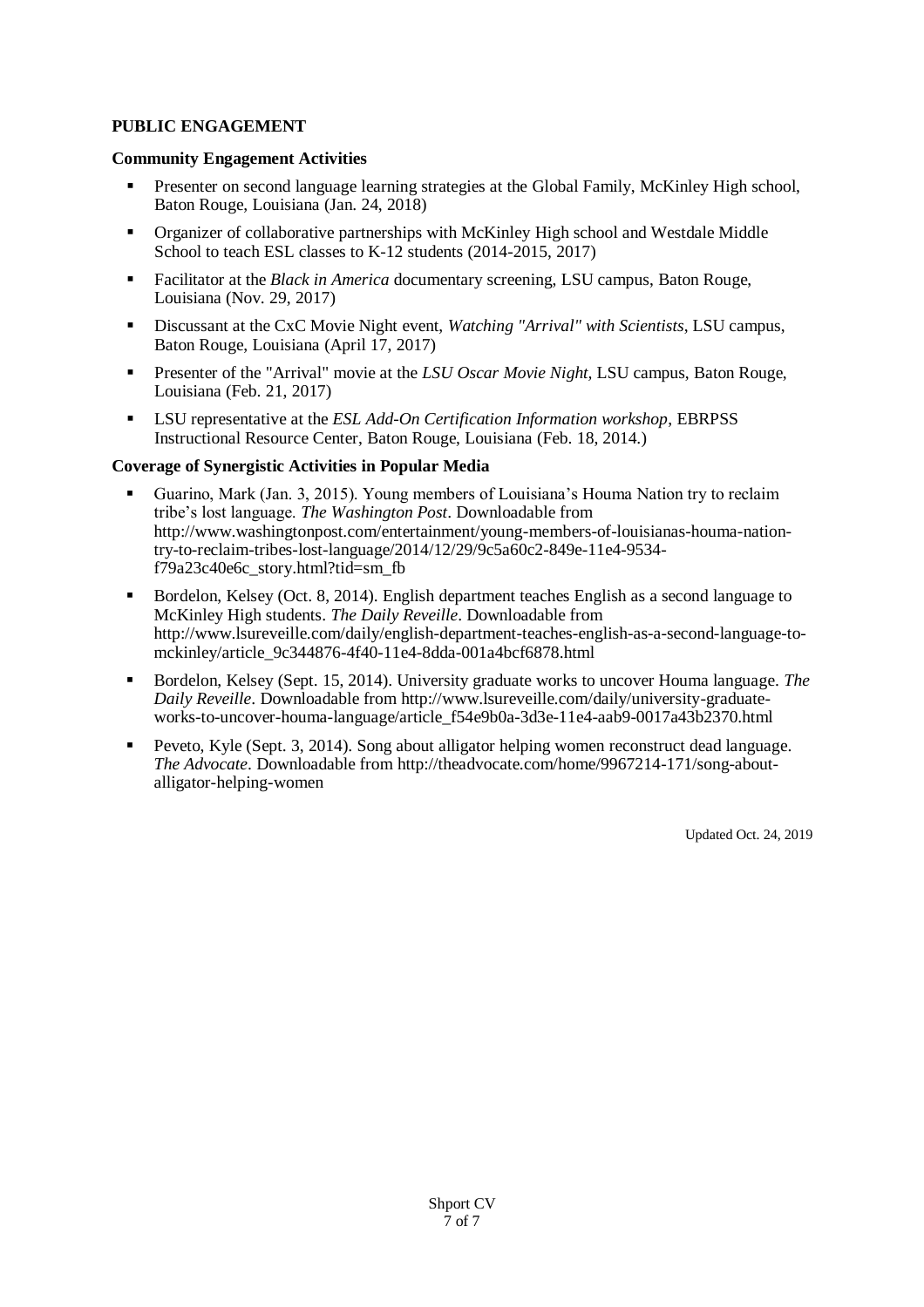**PUBLIC ENGAGEMENT**

**Community Engagement Activities**

- Presenter on second language learning strategies at the Global Family, McKinley High school, Baton Rouge, Louisiana (Jan. 24, 2018)
- Organizer of collaborative partnerships with McKinley High school and Westdale Middle School to teach ESL classes to K-12 students (2014-2015, 2017)
- Facilitator at the *Black in America* documentary screening, LSU campus, Baton Rouge, Louisiana (Nov. 29, 2017)
- Discussant at the CxC Movie Night event, *Watching "Arrival" with Scientists*, LSU campus, Baton Rouge, Louisiana (April 17, 2017)
- Presenter of the "Arrival" movie at the *LSU Oscar Movie Night*, LSU campus, Baton Rouge, Louisiana (Feb. 21, 2017)
- LSU representative at the *ESL Add-On Certification Information workshop*, EBRPSS Instructional Resource Center, Baton Rouge, Louisiana (Feb. 18, 2014.)

**Coverage of Synergistic Activities in Popular Media**

- Guarino, Mark (Jan. 3, 2015). Young members of Louisiana's Houma Nation try to reclaim tribe's lost language. *The Washington Post*. Downloadable from http://www.washingtonpost.com/entertainment/young-members-of-louisianas-houma-nation-try-to-reclaim-tribes-lost-language/2014/12/29/9c5a60c2-849e-11e4-9534-f79a23c40e6c_story.html?tid=sm_fb
- Bordelon, Kelsey (Oct. 8, 2014). English department teaches English as a second language to McKinley High students. *The Daily Reveille*. Downloadable from http://www.lsureveille.com/daily/english-department-teaches-english-as-a-second-language-to-mckinley/article_9c344876-4f40-11e4-8dda-001a4bcf6878.html
- Bordelon, Kelsey (Sept. 15, 2014). University graduate works to uncover Houma language. *The Daily Reveille*. Downloadable from http://www.lsureveille.com/daily/university-graduate-works-to-uncover-houma-language/article_f54e9b0a-3d3e-11e4-aab9-0017a43b2370.html
- Peveto, Kyle (Sept. 3, 2014). Song about alligator helping women reconstruct dead language. *The Advocate*. Downloadable from http://theadvocate.com/home/9967214-171/song-about-alligator-helping-women

Updated Oct. 24, 2019